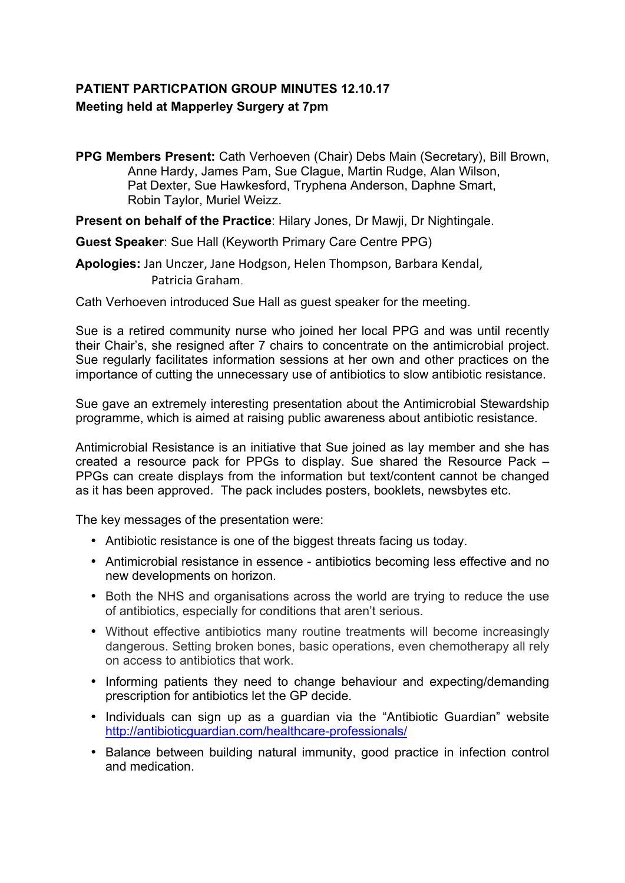**PATIENT PARTICPATION GROUP MINUTES 12.10.17**
**Meeting held at Mapperley Surgery at 7pm**

**PPG Members Present:** Cath Verhoeven (Chair) Debs Main (Secretary), Bill Brown, Anne Hardy, James Pam, Sue Clague, Martin Rudge, Alan Wilson, Pat Dexter, Sue Hawkesford, Tryphena Anderson, Daphne Smart, Robin Taylor, Muriel Weizz.

**Present on behalf of the Practice**: Hilary Jones, Dr Mawji, Dr Nightingale.

**Guest Speaker**: Sue Hall (Keyworth Primary Care Centre PPG)

**Apologies:** Jan Unczer, Jane Hodgson, Helen Thompson, Barbara Kendal, Patricia Graham.

Cath Verhoeven introduced Sue Hall as guest speaker for the meeting.

Sue is a retired community nurse who joined her local PPG and was until recently their Chair's, she resigned after 7 chairs to concentrate on the antimicrobial project. Sue regularly facilitates information sessions at her own and other practices on the importance of cutting the unnecessary use of antibiotics to slow antibiotic resistance.

Sue gave an extremely interesting presentation about the Antimicrobial Stewardship programme, which is aimed at raising public awareness about antibiotic resistance.

Antimicrobial Resistance is an initiative that Sue joined as lay member and she has created a resource pack for PPGs to display. Sue shared the Resource Pack – PPGs can create displays from the information but text/content cannot be changed as it has been approved. The pack includes posters, booklets, newsbytes etc.

The key messages of the presentation were:

- Antibiotic resistance is one of the biggest threats facing us today.
- Antimicrobial resistance in essence - antibiotics becoming less effective and no new developments on horizon.
- Both the NHS and organisations across the world are trying to reduce the use of antibiotics, especially for conditions that aren't serious.
- Without effective antibiotics many routine treatments will become increasingly dangerous. Setting broken bones, basic operations, even chemotherapy all rely on access to antibiotics that work.
- Informing patients they need to change behaviour and expecting/demanding prescription for antibiotics let the GP decide.
- Individuals can sign up as a guardian via the "Antibiotic Guardian" website http://antibioticguardian.com/healthcare-professionals/
- Balance between building natural immunity, good practice in infection control and medication.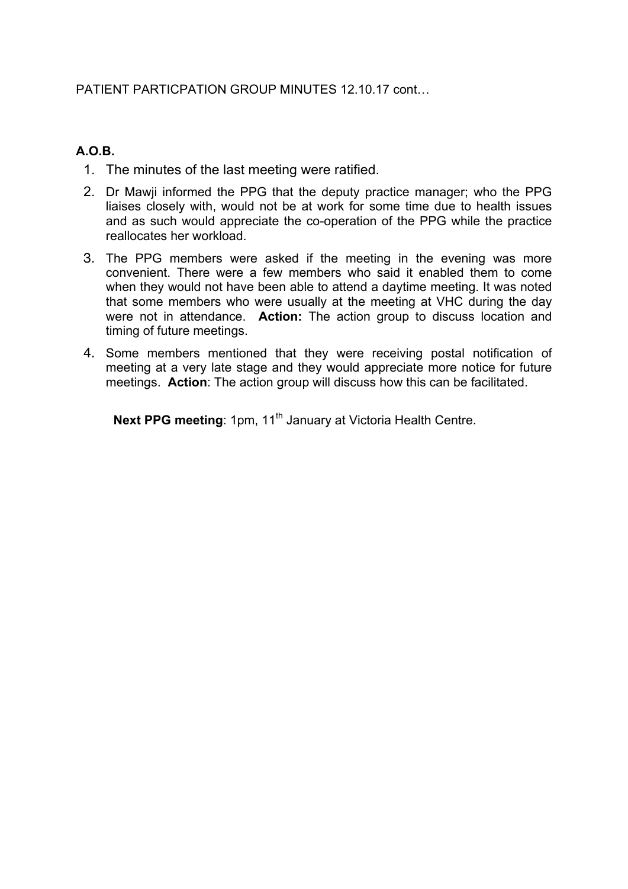PATIENT PARTICPATION GROUP MINUTES 12.10.17 cont…

**A.O.B.**

1. The minutes of the last meeting were ratified.
2. Dr Mawji informed the PPG that the deputy practice manager; who the PPG liaises closely with, would not be at work for some time due to health issues and as such would appreciate the co-operation of the PPG while the practice reallocates her workload.
3. The PPG members were asked if the meeting in the evening was more convenient. There were a few members who said it enabled them to come when they would not have been able to attend a daytime meeting. It was noted that some members who were usually at the meeting at VHC during the day were not in attendance. **Action:** The action group to discuss location and timing of future meetings.
4. Some members mentioned that they were receiving postal notification of meeting at a very late stage and they would appreciate more notice for future meetings. **Action**: The action group will discuss how this can be facilitated.

**Next PPG meeting**: 1pm, 11th January at Victoria Health Centre.